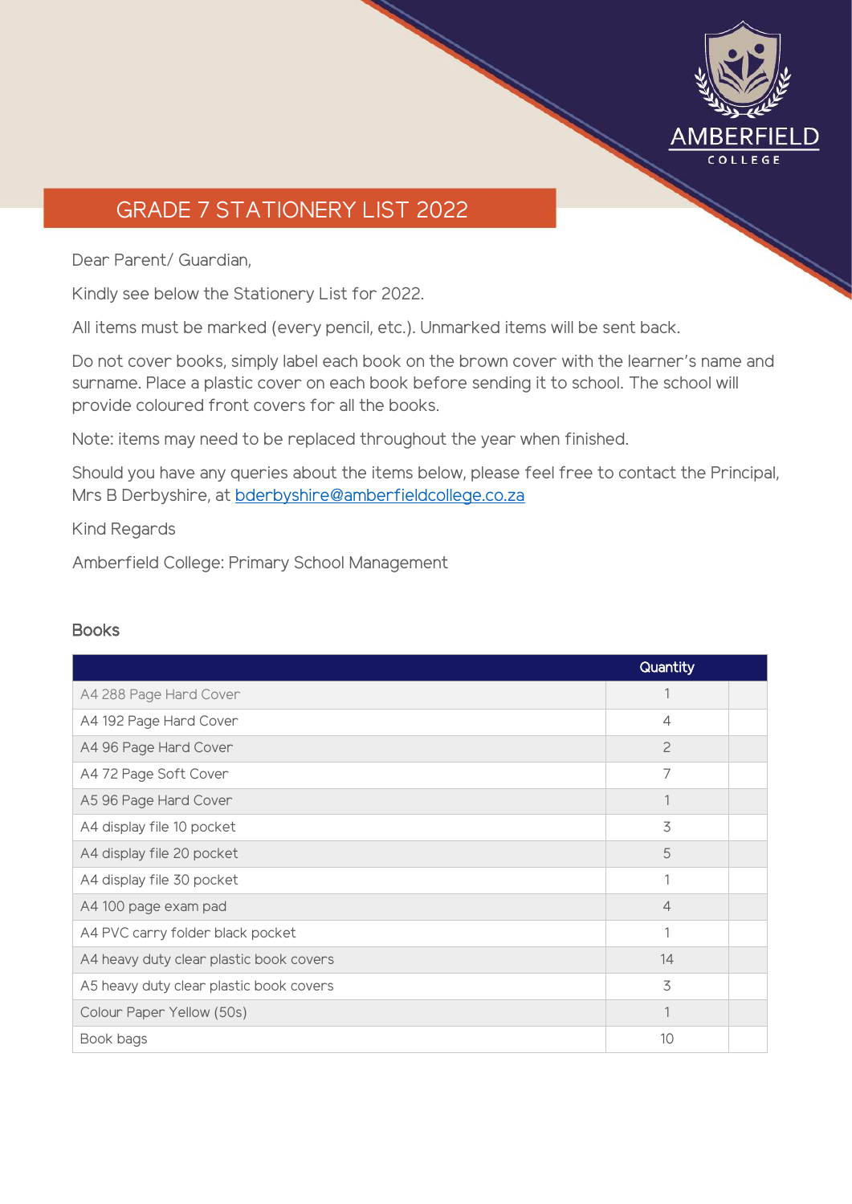# GRADE 7 STATIONERY LIST 2022

Dear Parent/ Guardian,

Kindly see below the Stationery List for 2022.

All items must be marked (every pencil, etc.). Unmarked items will be sent back.

Do not cover books, simply label each book on the brown cover with the learner's name and surname. Place a plastic cover on each book before sending it to school. The school will provide coloured front covers for all the books.

Note: items may need to be replaced throughout the year when finished.

Should you have any queries about the items below, please feel free to contact the Principal, Mrs B Derbyshire, at bderbyshire@amberfieldcollege.co.za

Kind Regards

Amberfield College: Primary School Management

## Books

| | Quantity | |
|---|---|---|
| A4 288 Page Hard Cover | 1 | |
| A4 192 Page Hard Cover | 4 | |
| A4 96 Page Hard Cover | 2 | |
| A4 72 Page Soft Cover | 7 | |
| A5 96 Page Hard Cover | 1 | |
| A4 display file 10 pocket | 3 | |
| A4 display file 20 pocket | 5 | |
| A4 display file 30 pocket | 1 | |
| A4 100 page exam pad | 4 | |
| A4 PVC carry folder black pocket | 1 | |
| A4 heavy duty clear plastic book covers | 14 | |
| A5 heavy duty clear plastic book covers | 3 | |
| Colour Paper Yellow (50s) | 1 | |
| Book bags | 10 | |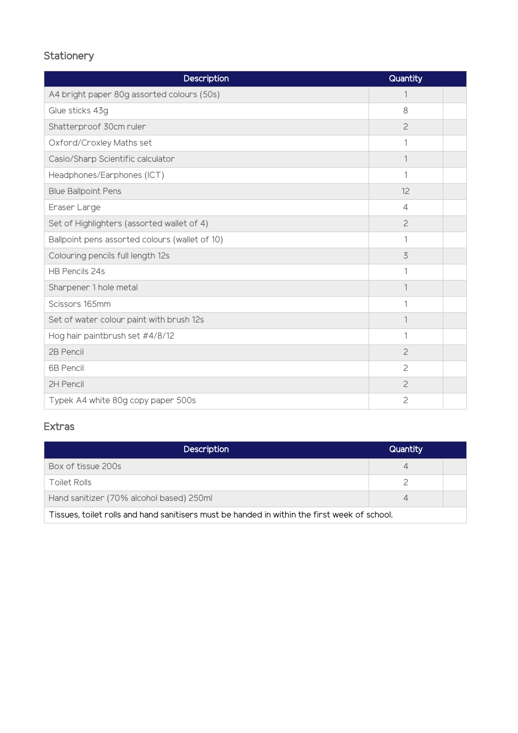## Stationery

| Description | Quantity | |
|---|---|---|
| A4 bright paper 80g assorted colours (50s) | 1 | |
| Glue sticks 43g | 8 | |
| Shatterproof 30cm ruler | 2 | |
| Oxford/Croxley Maths set | 1 | |
| Casio/Sharp Scientific calculator | 1 | |
| Headphones/Earphones (ICT) | 1 | |
| Blue Ballpoint Pens | 12 | |
| Eraser Large | 4 | |
| Set of Highlighters (assorted wallet of 4) | 2 | |
| Ballpoint pens assorted colours (wallet of 10) | 1 | |
| Colouring pencils full length 12s | 3 | |
| HB Pencils 24s | 1 | |
| Sharpener 1 hole metal | 1 | |
| Scissors 165mm | 1 | |
| Set of water colour paint with brush 12s | 1 | |
| Hog hair paintbrush set #4/8/12 | 1 | |
| 2B Pencil | 2 | |
| 6B Pencil | 2 | |
| 2H Pencil | 2 | |
| Typek A4 white 80g copy paper 500s | 2 | |

## Extras

| Description | Quantity | |
|---|---|---|
| Box of tissue 200s | 4 | |
| Toilet Rolls | 2 | |
| Hand sanitizer (70% alcohol based) 250ml | 4 | |
| Tissues, toilet rolls and hand sanitisers must be handed in within the first week of school. | | |